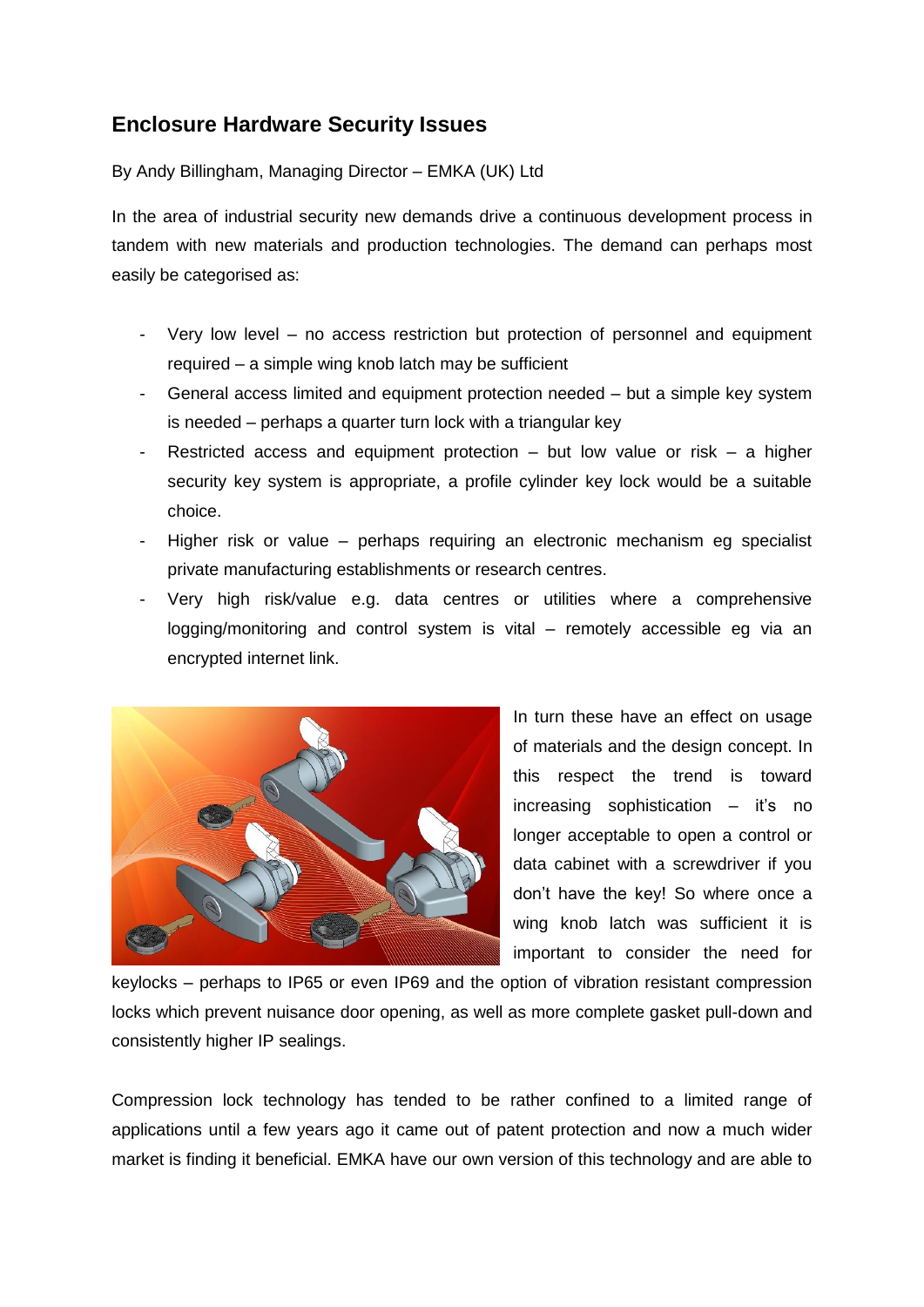## Enclosure Hardware Security Issues

By Andy Billingham, Managing Director – EMKA (UK) Ltd

In the area of industrial security new demands drive a continuous development process in tandem with new materials and production technologies. The demand can perhaps most easily be categorised as:

- Very low level – no access restriction but protection of personnel and equipment required – a simple wing knob latch may be sufficient
- General access limited and equipment protection needed – but a simple key system is needed – perhaps a quarter turn lock with a triangular key
- Restricted access and equipment protection – but low value or risk – a higher security key system is appropriate, a profile cylinder key lock would be a suitable choice.
- Higher risk or value – perhaps requiring an electronic mechanism eg specialist private manufacturing establishments or research centres.
- Very high risk/value e.g. data centres or utilities where a comprehensive logging/monitoring and control system is vital – remotely accessible eg via an encrypted internet link.

In turn these have an effect on usage of materials and the design concept. In this respect the trend is toward increasing sophistication – it's no longer acceptable to open a control or data cabinet with a screwdriver if you don't have the key! So where once a wing knob latch was sufficient it is important to consider the need for keylocks – perhaps to IP65 or even IP69 and the option of vibration resistant compression locks which prevent nuisance door opening, as well as more complete gasket pull-down and consistently higher IP sealings.

Compression lock technology has tended to be rather confined to a limited range of applications until a few years ago it came out of patent protection and now a much wider market is finding it beneficial. EMKA have our own version of this technology and are able to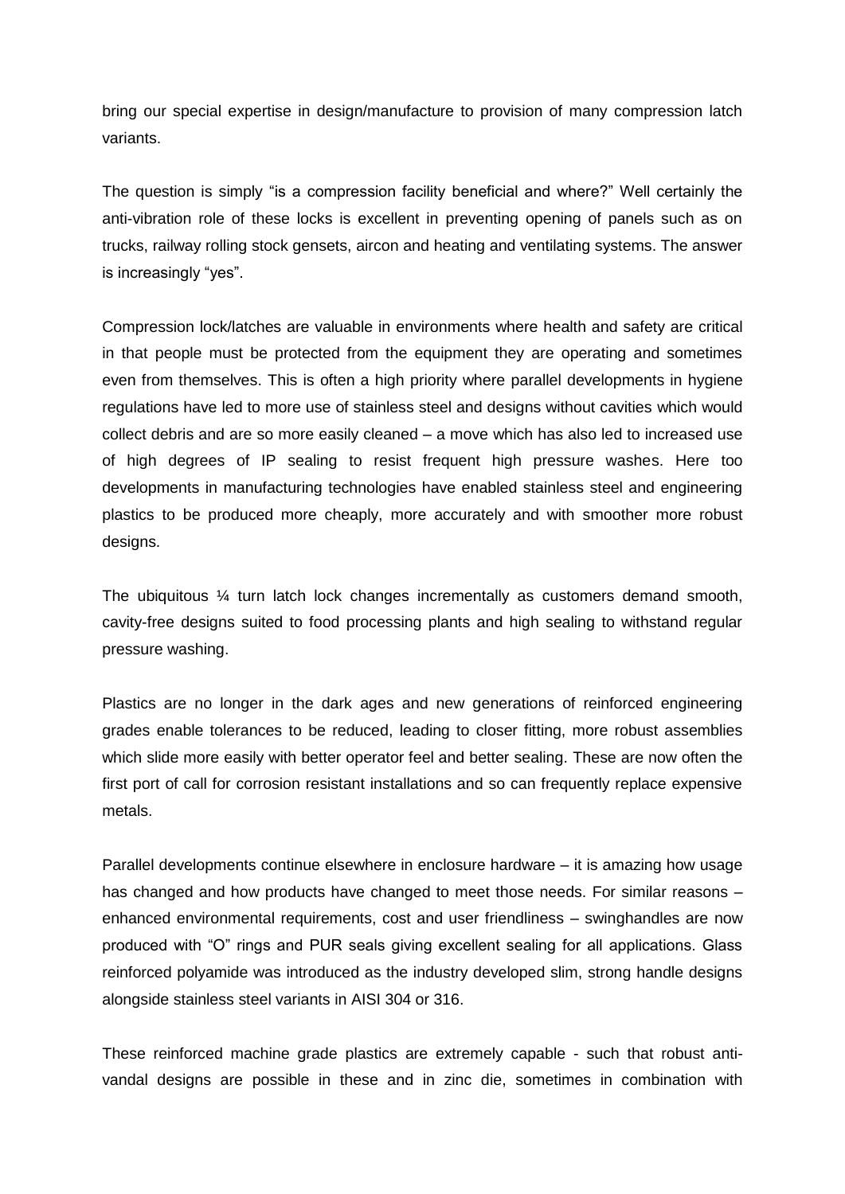bring our special expertise in design/manufacture to provision of many compression latch variants.

The question is simply "is a compression facility beneficial and where?" Well certainly the anti-vibration role of these locks is excellent in preventing opening of panels such as on trucks, railway rolling stock gensets, aircon and heating and ventilating systems. The answer is increasingly "yes".

Compression lock/latches are valuable in environments where health and safety are critical in that people must be protected from the equipment they are operating and sometimes even from themselves. This is often a high priority where parallel developments in hygiene regulations have led to more use of stainless steel and designs without cavities which would collect debris and are so more easily cleaned – a move which has also led to increased use of high degrees of IP sealing to resist frequent high pressure washes. Here too developments in manufacturing technologies have enabled stainless steel and engineering plastics to be produced more cheaply, more accurately and with smoother more robust designs.

The ubiquitous ¼ turn latch lock changes incrementally as customers demand smooth, cavity-free designs suited to food processing plants and high sealing to withstand regular pressure washing.

Plastics are no longer in the dark ages and new generations of reinforced engineering grades enable tolerances to be reduced, leading to closer fitting, more robust assemblies which slide more easily with better operator feel and better sealing. These are now often the first port of call for corrosion resistant installations and so can frequently replace expensive metals.

Parallel developments continue elsewhere in enclosure hardware – it is amazing how usage has changed and how products have changed to meet those needs. For similar reasons – enhanced environmental requirements, cost and user friendliness – swinghandles are now produced with "O" rings and PUR seals giving excellent sealing for all applications. Glass reinforced polyamide was introduced as the industry developed slim, strong handle designs alongside stainless steel variants in AISI 304 or 316.

These reinforced machine grade plastics are extremely capable - such that robust anti-vandal designs are possible in these and in zinc die, sometimes in combination with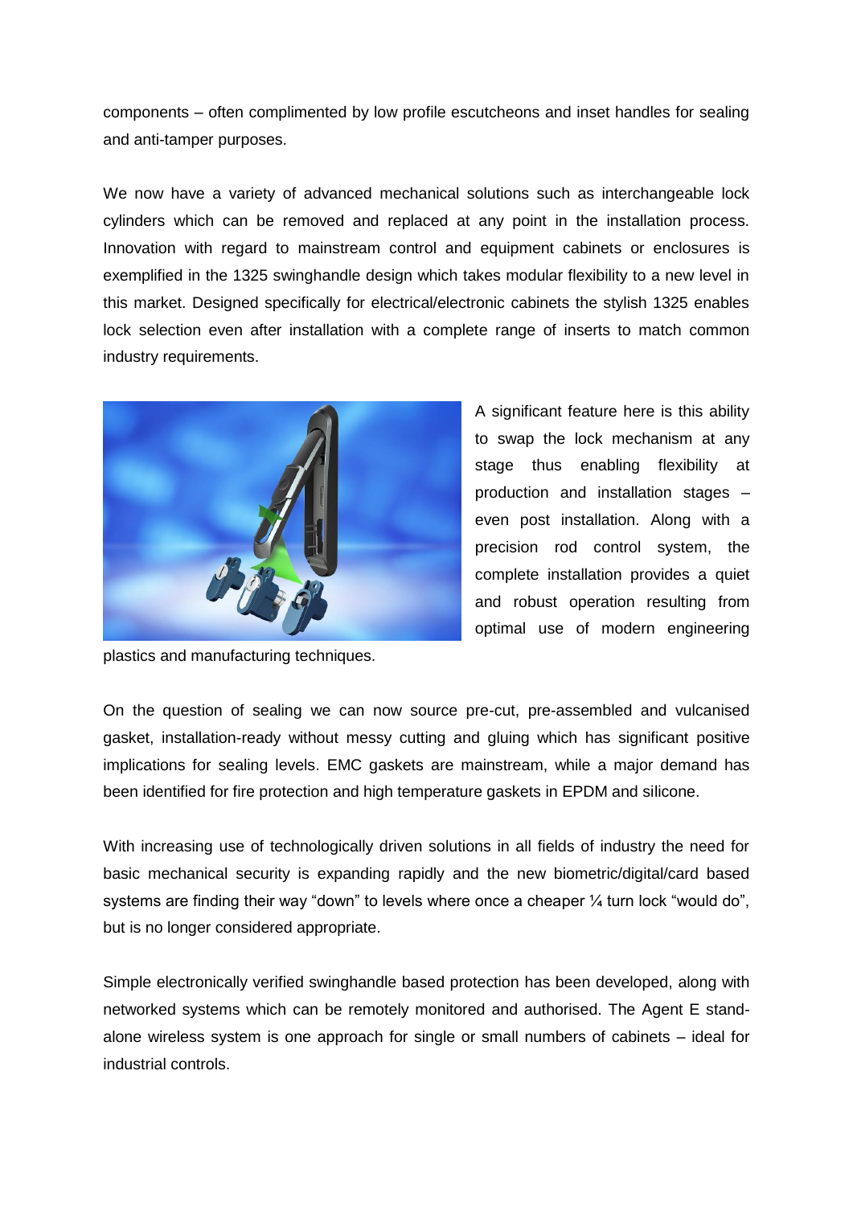components – often complimented by low profile escutcheons and inset handles for sealing and anti-tamper purposes.

We now have a variety of advanced mechanical solutions such as interchangeable lock cylinders which can be removed and replaced at any point in the installation process. Innovation with regard to mainstream control and equipment cabinets or enclosures is exemplified in the 1325 swinghandle design which takes modular flexibility to a new level in this market. Designed specifically for electrical/electronic cabinets the stylish 1325 enables lock selection even after installation with a complete range of inserts to match common industry requirements.

A significant feature here is this ability to swap the lock mechanism at any stage thus enabling flexibility at production and installation stages – even post installation. Along with a precision rod control system, the complete installation provides a quiet and robust operation resulting from optimal use of modern engineering plastics and manufacturing techniques.

On the question of sealing we can now source pre-cut, pre-assembled and vulcanised gasket, installation-ready without messy cutting and gluing which has significant positive implications for sealing levels. EMC gaskets are mainstream, while a major demand has been identified for fire protection and high temperature gaskets in EPDM and silicone.

With increasing use of technologically driven solutions in all fields of industry the need for basic mechanical security is expanding rapidly and the new biometric/digital/card based systems are finding their way "down" to levels where once a cheaper ¼ turn lock "would do", but is no longer considered appropriate.

Simple electronically verified swinghandle based protection has been developed, along with networked systems which can be remotely monitored and authorised. The Agent E stand-alone wireless system is one approach for single or small numbers of cabinets – ideal for industrial controls.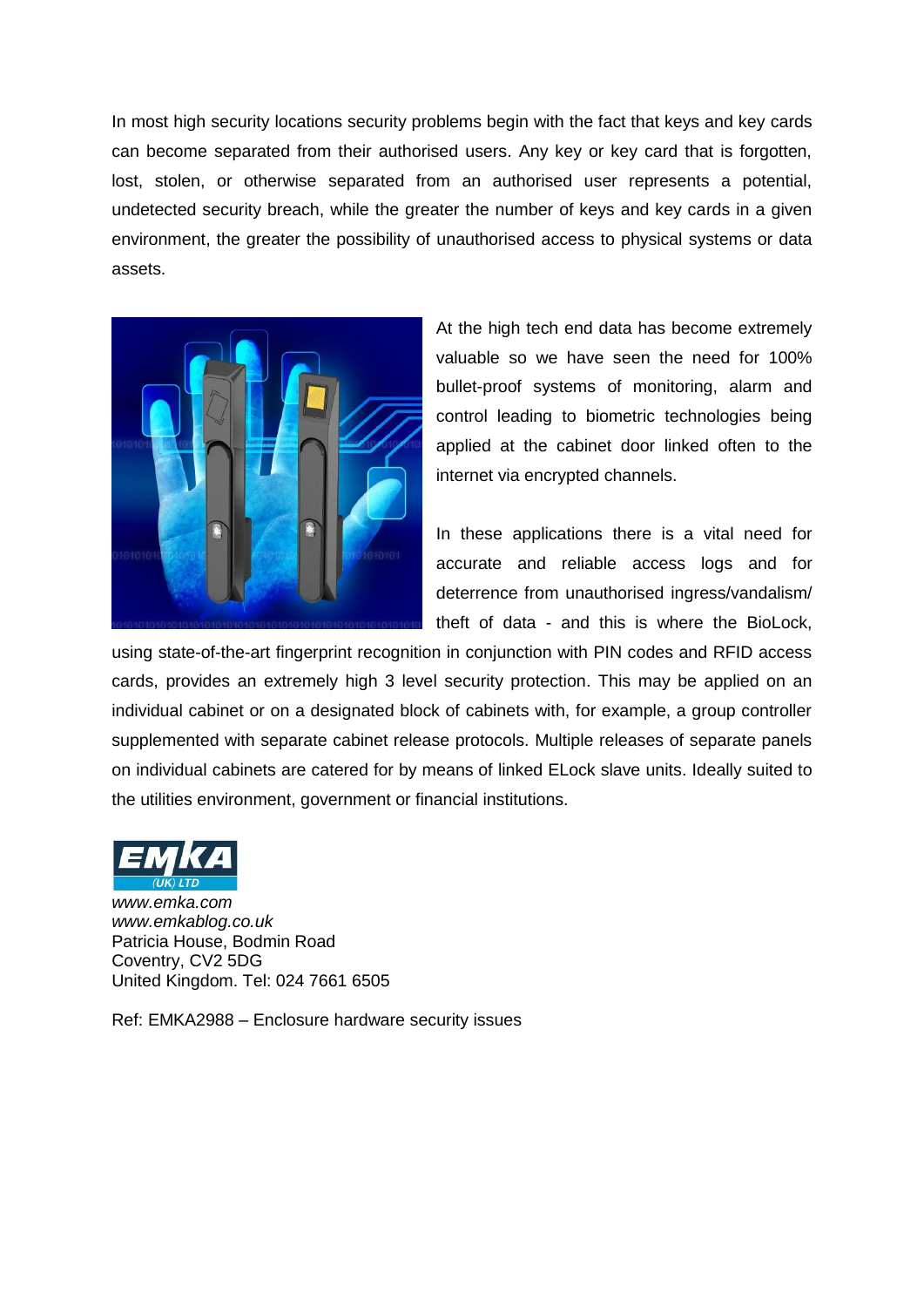In most high security locations security problems begin with the fact that keys and key cards can become separated from their authorised users. Any key or key card that is forgotten, lost, stolen, or otherwise separated from an authorised user represents a potential, undetected security breach, while the greater the number of keys and key cards in a given environment, the greater the possibility of unauthorised access to physical systems or data assets.

At the high tech end data has become extremely valuable so we have seen the need for 100% bullet-proof systems of monitoring, alarm and control leading to biometric technologies being applied at the cabinet door linked often to the internet via encrypted channels.

In these applications there is a vital need for accurate and reliable access logs and for deterrence from unauthorised ingress/vandalism/ theft of data - and this is where the BioLock, using state-of-the-art fingerprint recognition in conjunction with PIN codes and RFID access cards, provides an extremely high 3 level security protection. This may be applied on an individual cabinet or on a designated block of cabinets with, for example, a group controller supplemented with separate cabinet release protocols. Multiple releases of separate panels on individual cabinets are catered for by means of linked ELock slave units. Ideally suited to the utilities environment, government or financial institutions.

EMKA (UK) LTD

*www.emka.com*
*www.emkablog.co.uk*
Patricia House, Bodmin Road
Coventry, CV2 5DG
United Kingdom. Tel: 024 7661 6505

Ref: EMKA2988 – Enclosure hardware security issues